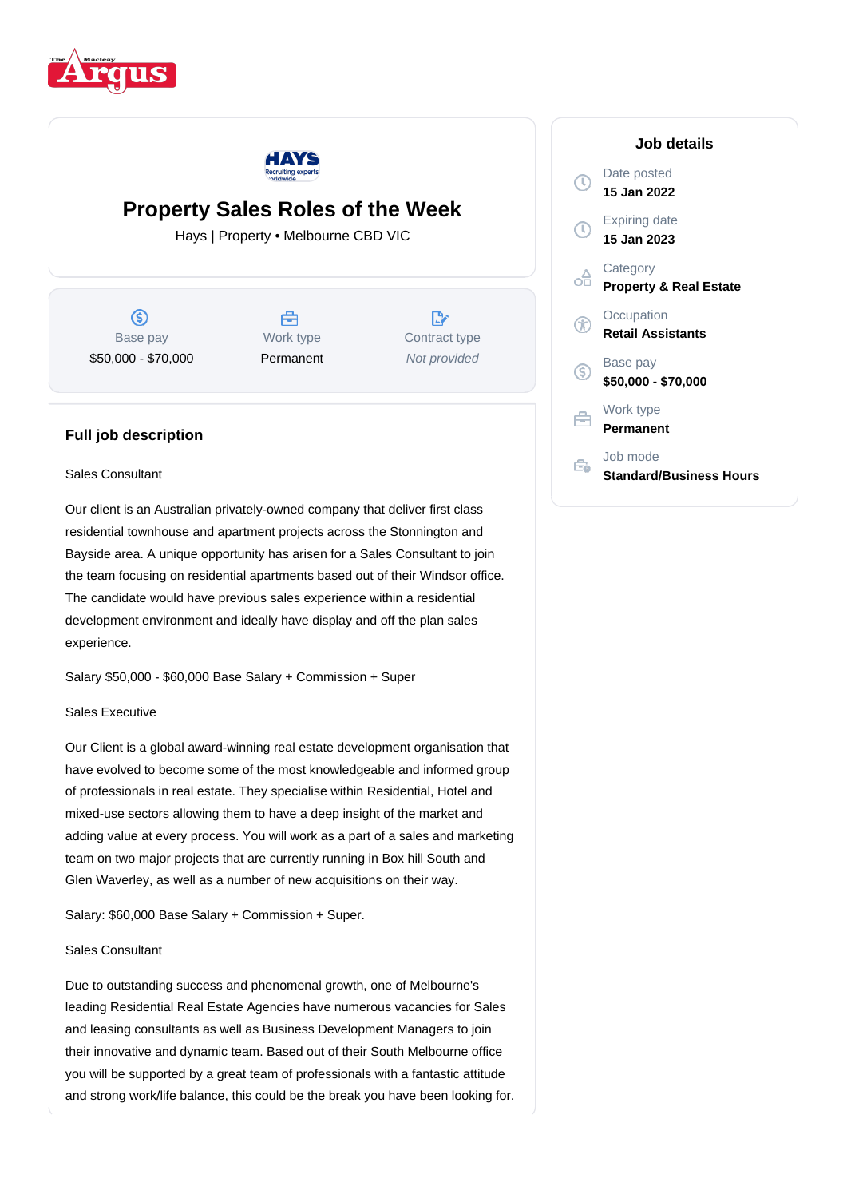# Property Sales Roles of the Week

Hays | Property • Melbourne CBD VIC

| Base pay | Work type | Contract type |
|---|---|---|
| $50,000 - $70,000 | Permanent | *Not provided* |

## Job details

Date posted
**15 Jan 2022**

Expiring date
**15 Jan 2023**

Category
**Property & Real Estate**

Occupation
**Retail Assistants**

Base pay
**$50,000 - $70,000**

Work type
**Permanent**

Job mode
**Standard/Business Hours**

## Full job description

Sales Consultant

Our client is an Australian privately-owned company that deliver first class residential townhouse and apartment projects across the Stonnington and Bayside area. A unique opportunity has arisen for a Sales Consultant to join the team focusing on residential apartments based out of their Windsor office. The candidate would have previous sales experience within a residential development environment and ideally have display and off the plan sales experience.

Salary $50,000 - $60,000 Base Salary + Commission + Super

Sales Executive

Our Client is a global award-winning real estate development organisation that have evolved to become some of the most knowledgeable and informed group of professionals in real estate. They specialise within Residential, Hotel and mixed-use sectors allowing them to have a deep insight of the market and adding value at every process. You will work as a part of a sales and marketing team on two major projects that are currently running in Box hill South and Glen Waverley, as well as a number of new acquisitions on their way.

Salary: $60,000 Base Salary + Commission + Super.

Sales Consultant

Due to outstanding success and phenomenal growth, one of Melbourne's leading Residential Real Estate Agencies have numerous vacancies for Sales and leasing consultants as well as Business Development Managers to join their innovative and dynamic team. Based out of their South Melbourne office you will be supported by a great team of professionals with a fantastic attitude and strong work/life balance, this could be the break you have been looking for.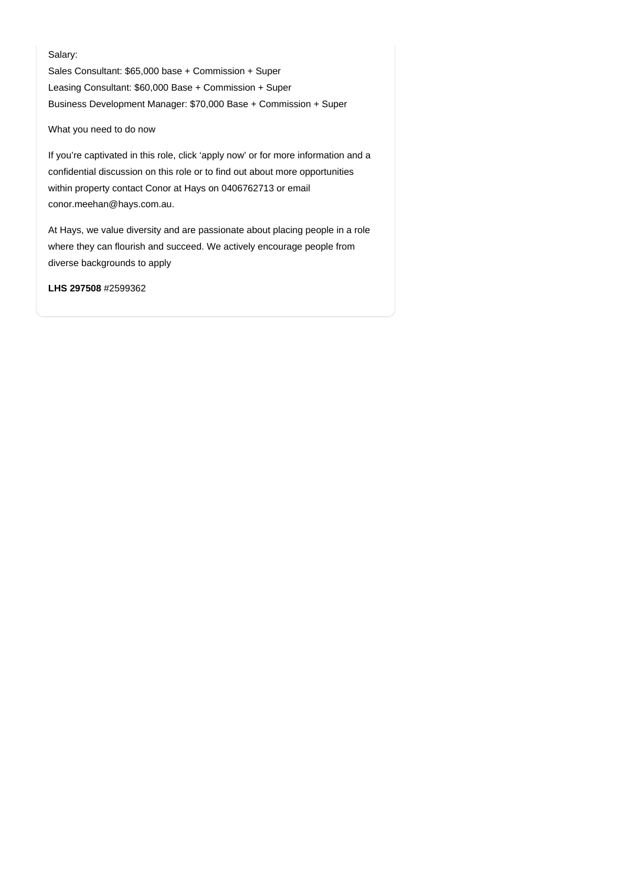Salary:

Sales Consultant: $65,000 base + Commission + Super
Leasing Consultant: $60,000 Base + Commission + Super
Business Development Manager: $70,000 Base + Commission + Super

What you need to do now

If you're captivated in this role, click 'apply now' or for more information and a confidential discussion on this role or to find out about more opportunities within property contact Conor at Hays on 0406762713 or email conor.meehan@hays.com.au.

At Hays, we value diversity and are passionate about placing people in a role where they can flourish and succeed. We actively encourage people from diverse backgrounds to apply

**LHS 297508** #2599362